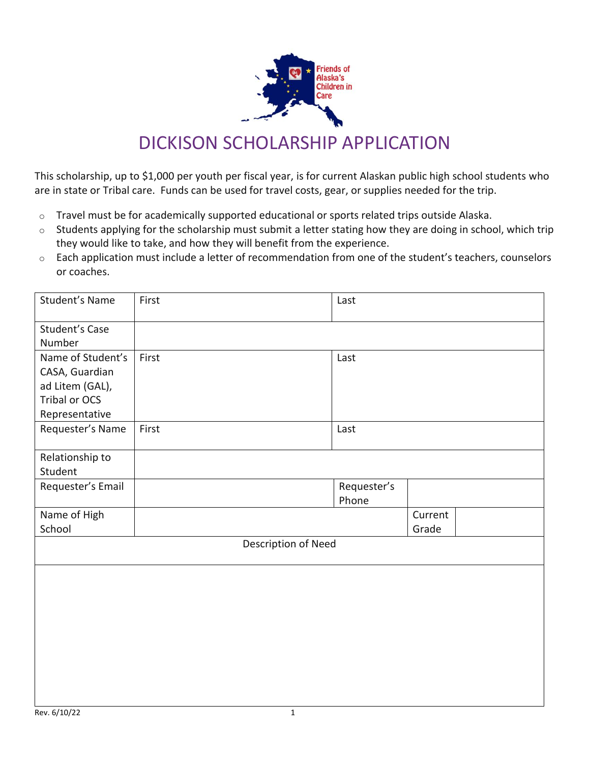Friends of Alaska's Children in Care

# DICKISON SCHOLARSHIP APPLICATION

This scholarship, up to $1,000 per youth per fiscal year, is for current Alaskan public high school students who are in state or Tribal care. Funds can be used for travel costs, gear, or supplies needed for the trip.

- Travel must be for academically supported educational or sports related trips outside Alaska.
- Students applying for the scholarship must submit a letter stating how they are doing in school, which trip they would like to take, and how they will benefit from the experience.
- Each application must include a letter of recommendation from one of the student's teachers, counselors or coaches.

| | | | | |
|---|---|---|---|---|
| Student's Name | First | Last | | |
| Student's Case Number | | | | |
| Name of Student's CASA, Guardian ad Litem (GAL), Tribal or OCS Representative | First | Last | | |
| Requester's Name | First | Last | | |
| Relationship to Student | | | | |
| Requester's Email | | Requester's Phone | | |
| Name of High School | | | Current Grade | |
| Description of Need | | | | |
| | | | | |

Rev. 6/10/22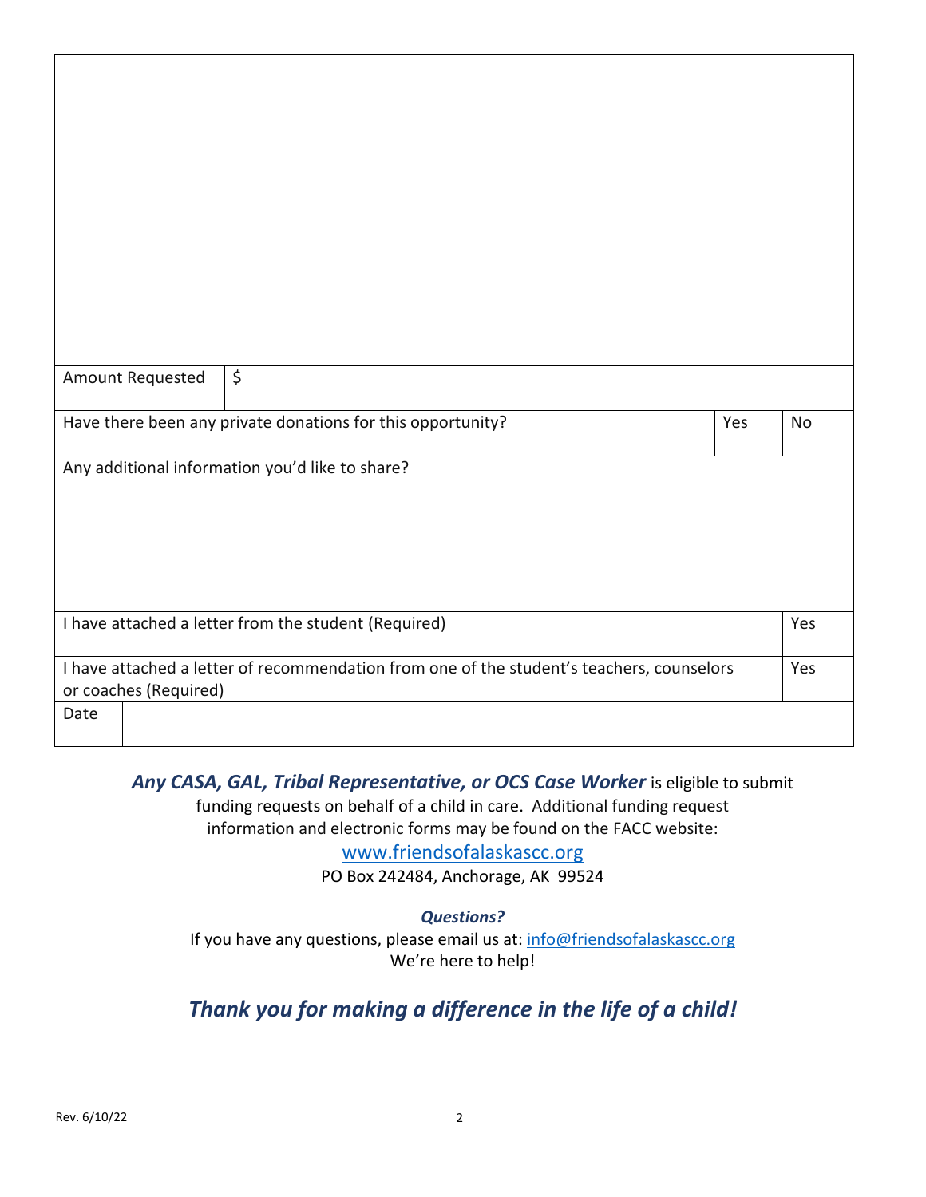| | | | |
|---|---|---|---|
| | | | |
| Amount Requested | $ | | |
| Have there been any private donations for this opportunity? | | Yes | No |
| Any additional information you'd like to share? | | | |
| I have attached a letter from the student (Required) | | | Yes |
| I have attached a letter of recommendation from one of the student's teachers, counselors or coaches (Required) | | | Yes |
| Date | | | |

***Any CASA, GAL, Tribal Representative, or OCS Case Worker*** is eligible to submit funding requests on behalf of a child in care. Additional funding request information and electronic forms may be found on the FACC website:

www.friendsofalaskascc.org

PO Box 242484, Anchorage, AK 99524

***Questions?***

If you have any questions, please email us at: info@friendsofalaskascc.org

We're here to help!

***Thank you for making a difference in the life of a child!***

Rev. 6/10/22